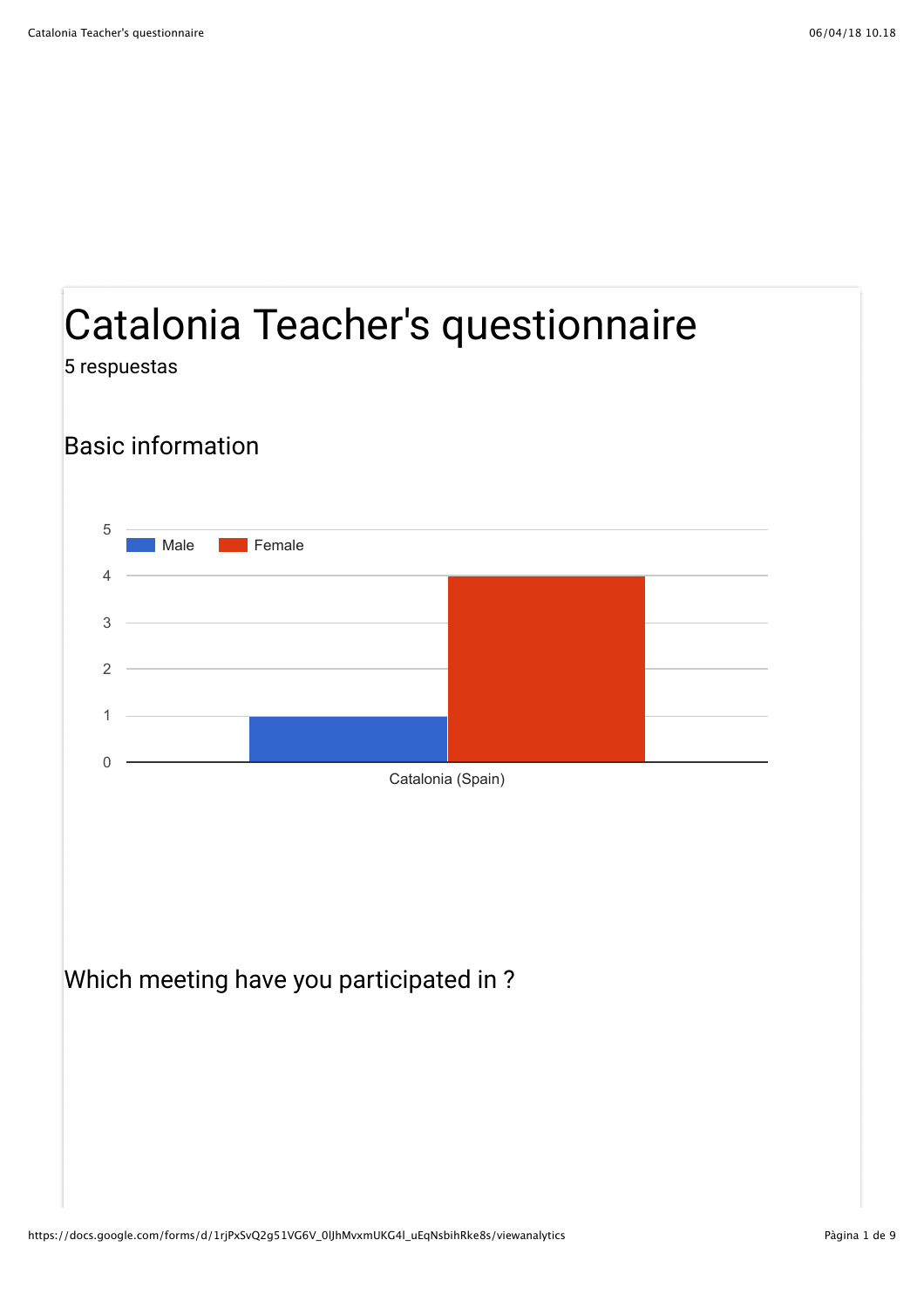# Catalonia Teacher's questionnaire

5 respuestas

## Basic information

| | Male | Female |
|---|---|---|
| Catalonia (Spain) | 1 | 4 |

## Which meeting have you participated in ?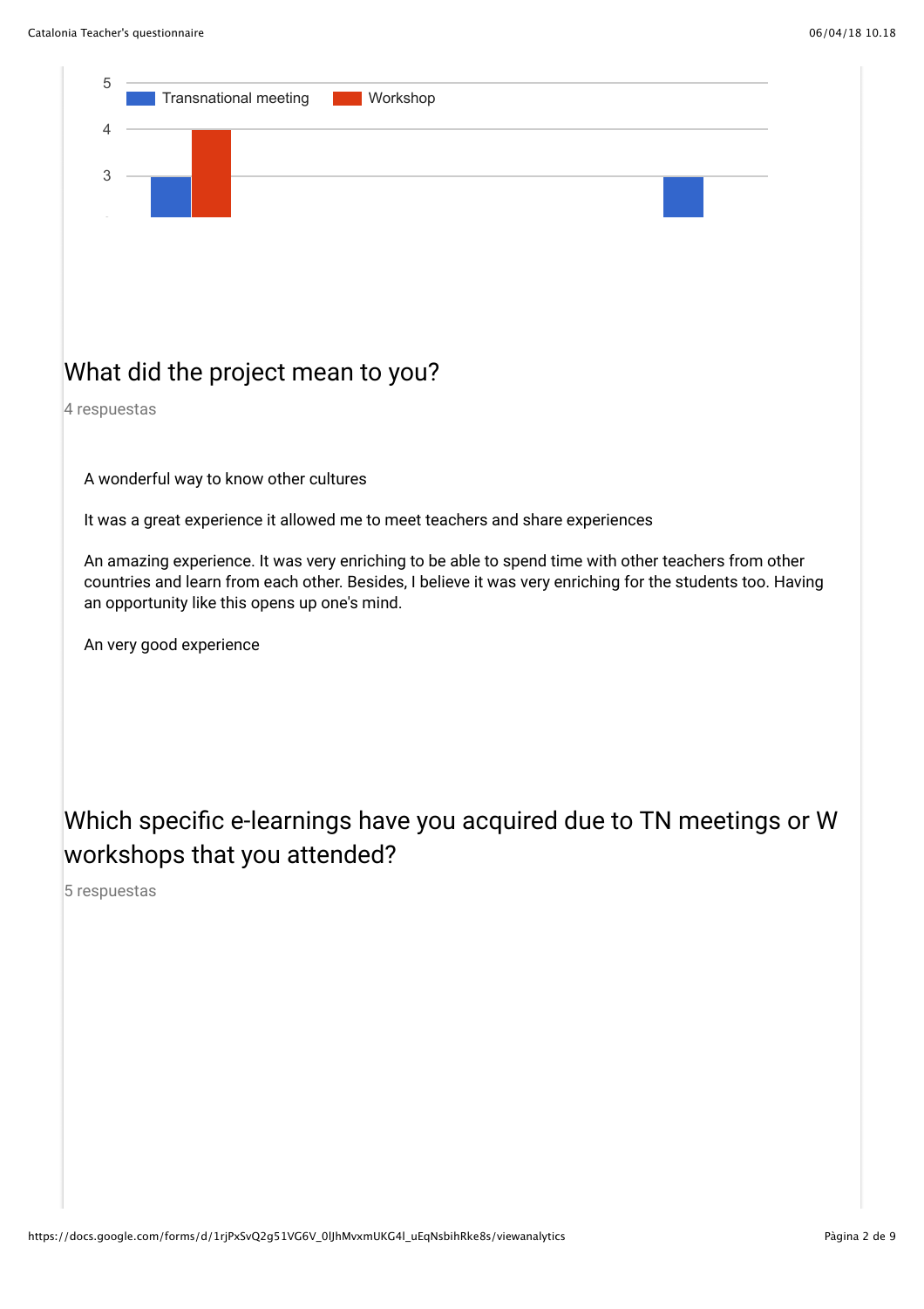Transnational meeting | Workshop

## What did the project mean to you?

4 respuestas

A wonderful way to know other cultures

It was a great experience it allowed me to meet teachers and share experiences

An amazing experience. It was very enriching to be able to spend time with other teachers from other countries and learn from each other. Besides, I believe it was very enriching for the students too. Having an opportunity like this opens up one's mind.

An very good experience

## Which specific e-learnings have you acquired due to TN meetings or W workshops that you attended?

5 respuestas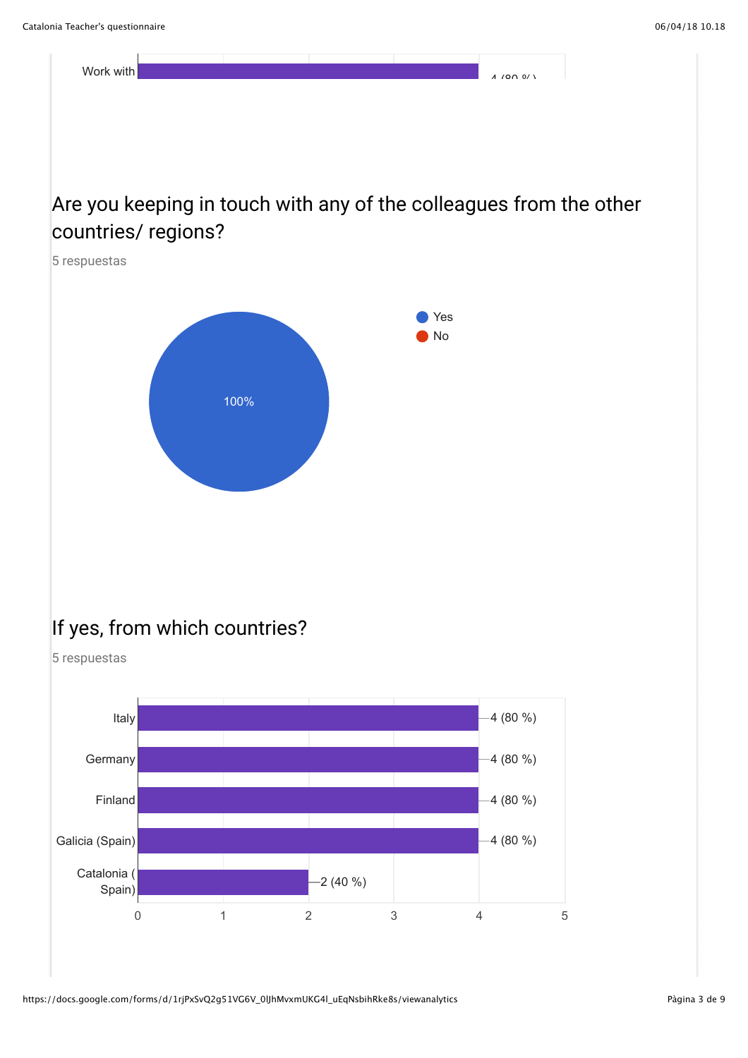Work with — 4 (80 %)

## Are you keeping in touch with any of the colleagues from the other countries/ regions?

5 respuestas

| Answer | Percentage |
|---|---|
| Yes | 100% |
| No | |

## If yes, from which countries?

5 respuestas

| Country | Responses |
|---|---|
| Italy | 4 (80 %) |
| Germany | 4 (80 %) |
| Finland | 4 (80 %) |
| Galicia (Spain) | 4 (80 %) |
| Catalonia ( Spain) | 2 (40 %) |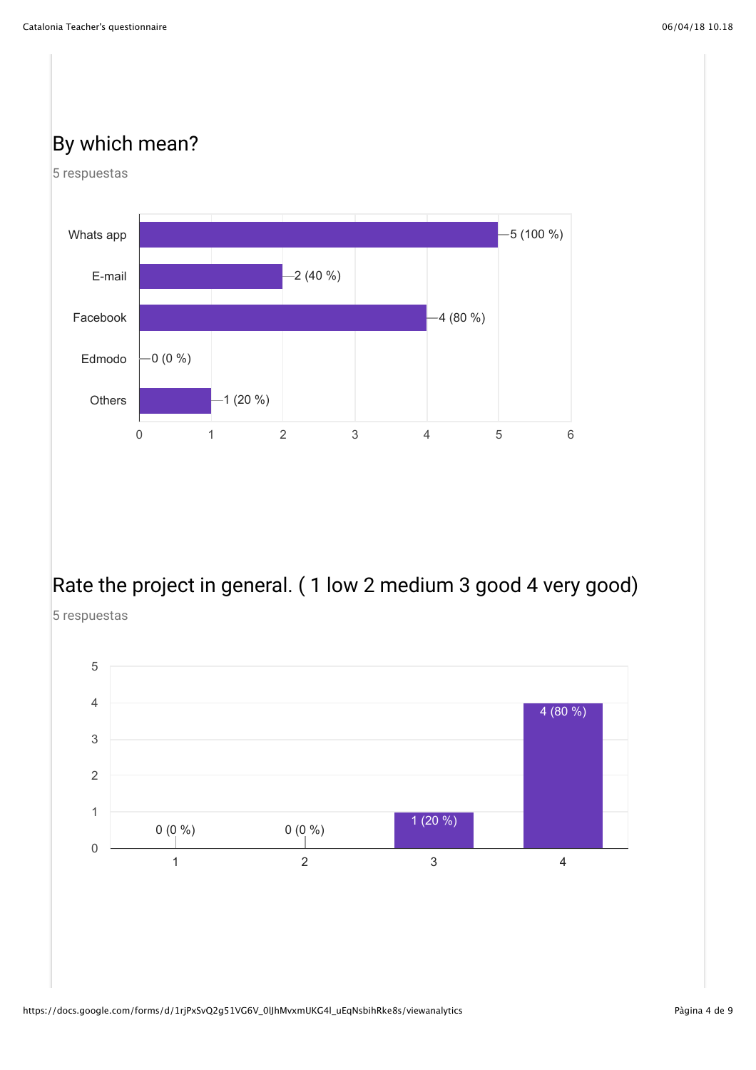## By which mean?

5 respuestas

| Option | Responses |
| --- | --- |
| Whats app | 5 (100 %) |
| E-mail | 2 (40 %) |
| Facebook | 4 (80 %) |
| Edmodo | 0 (0 %) |
| Others | 1 (20 %) |

## Rate the project in general. ( 1 low 2 medium 3 good 4 very good)

5 respuestas

| Rating | Responses |
| --- | --- |
| 1 | 0 (0 %) |
| 2 | 0 (0 %) |
| 3 | 1 (20 %) |
| 4 | 4 (80 %) |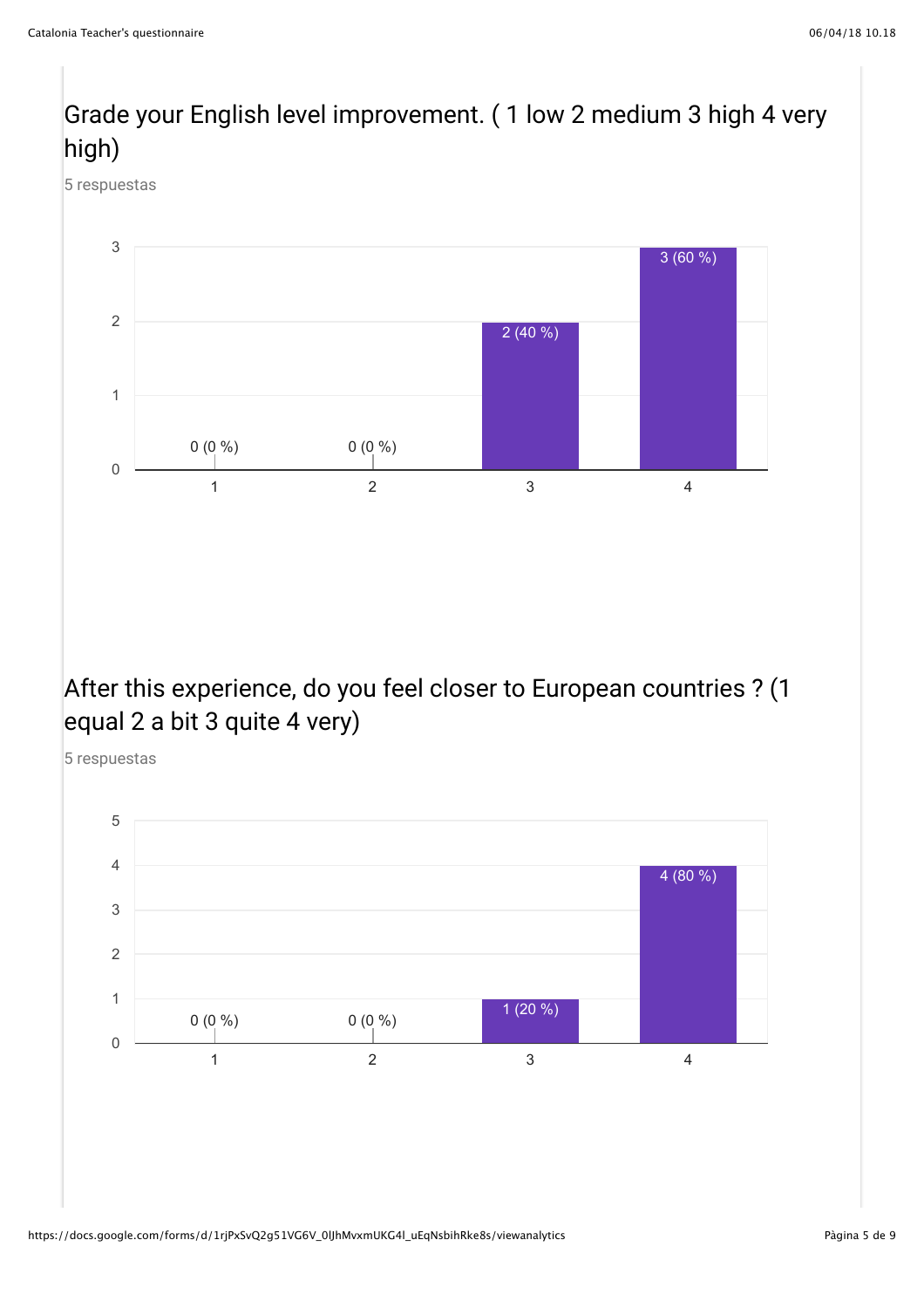## Grade your English level improvement. ( 1 low 2 medium 3 high 4 very high)

5 respuestas

| Option | Responses |
| --- | --- |
| 1 | 0 (0 %) |
| 2 | 0 (0 %) |
| 3 | 2 (40 %) |
| 4 | 3 (60 %) |

## After this experience, do you feel closer to European countries ? (1 equal 2 a bit 3 quite 4 very)

5 respuestas

| Option | Responses |
| --- | --- |
| 1 | 0 (0 %) |
| 2 | 0 (0 %) |
| 3 | 1 (20 %) |
| 4 | 4 (80 %) |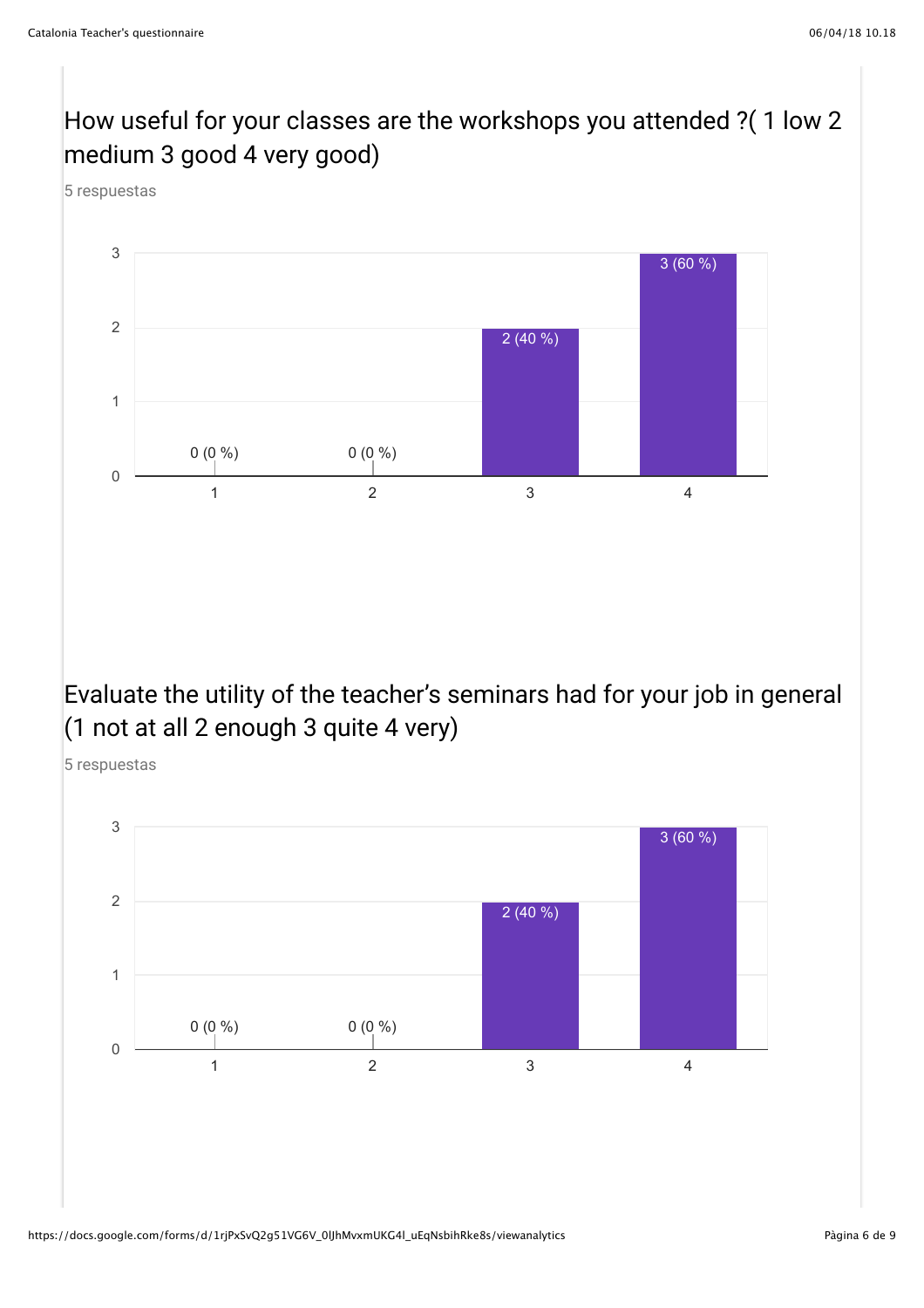## How useful for your classes are the workshops you attended ?( 1 low 2 medium 3 good 4 very good)

5 respuestas

| Rating | Responses |
|---|---|
| 1 | 0 (0 %) |
| 2 | 0 (0 %) |
| 3 | 2 (40 %) |
| 4 | 3 (60 %) |

## Evaluate the utility of the teacher's seminars had for your job in general (1 not at all 2 enough 3 quite 4 very)

5 respuestas

| Rating | Responses |
|---|---|
| 1 | 0 (0 %) |
| 2 | 0 (0 %) |
| 3 | 2 (40 %) |
| 4 | 3 (60 %) |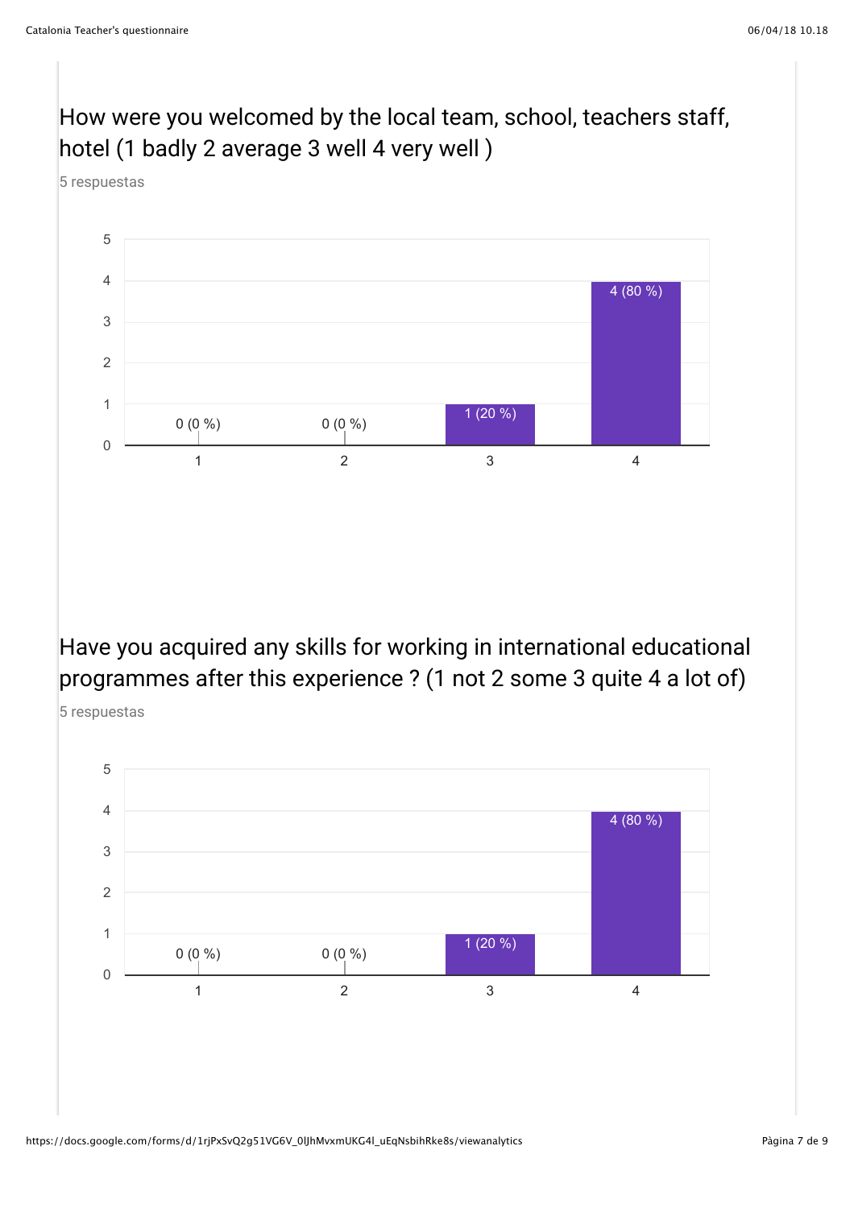## How were you welcomed by the local team, school, teachers staff, hotel (1 badly 2 average 3 well 4 very well )

5 respuestas

| Rating | Responses |
|---|---|
| 1 | 0 (0 %) |
| 2 | 0 (0 %) |
| 3 | 1 (20 %) |
| 4 | 4 (80 %) |

## Have you acquired any skills for working in international educational programmes after this experience ? (1 not 2 some 3 quite 4 a lot of)

5 respuestas

| Rating | Responses |
|---|---|
| 1 | 0 (0 %) |
| 2 | 0 (0 %) |
| 3 | 1 (20 %) |
| 4 | 4 (80 %) |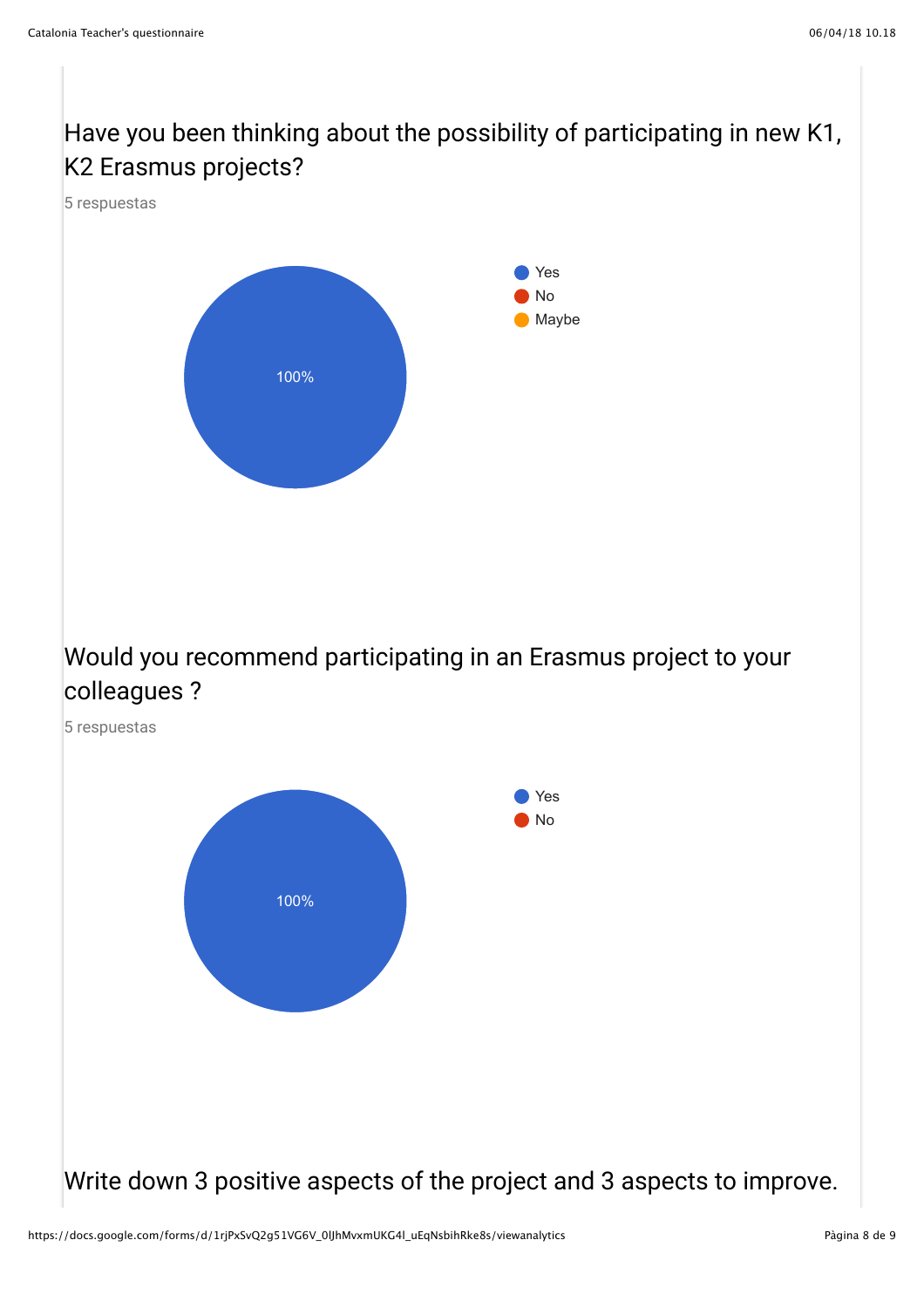## Have you been thinking about the possibility of participating in new K1, K2 Erasmus projects?

5 respuestas

- Yes
- No
- Maybe

100%

## Would you recommend participating in an Erasmus project to your colleagues ?

5 respuestas

- Yes
- No

100%

## Write down 3 positive aspects of the project and 3 aspects to improve.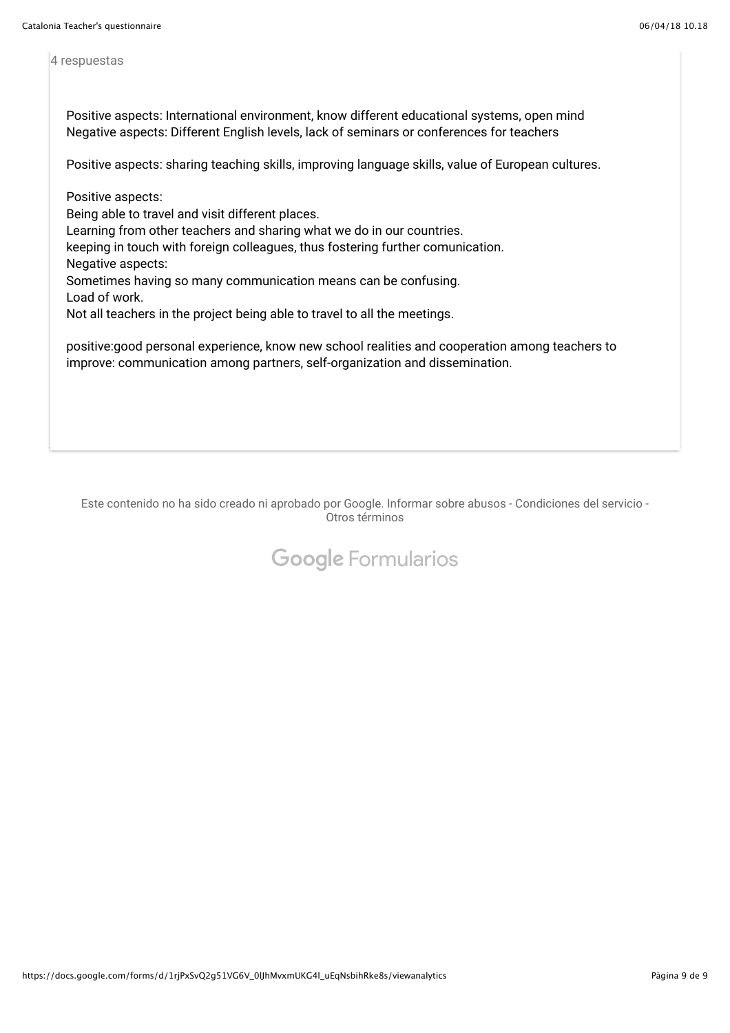4 respuestas

Positive aspects: International environment, know different educational systems, open mind
Negative aspects: Different English levels, lack of seminars or conferences for teachers

Positive aspects: sharing teaching skills, improving language skills, value of European cultures.

Positive aspects:
Being able to travel and visit different places.
Learning from other teachers and sharing what we do in our countries.
keeping in touch with foreign colleagues, thus fostering further comunication.
Negative aspects:
Sometimes having so many communication means can be confusing.
Load of work.
Not all teachers in the project being able to travel to all the meetings.

positive:good personal experience, know new school realities and cooperation among teachers to improve: communication among partners, self-organization and dissemination.

Este contenido no ha sido creado ni aprobado por Google. Informar sobre abusos - Condiciones del servicio - Otros términos

Google Formularios